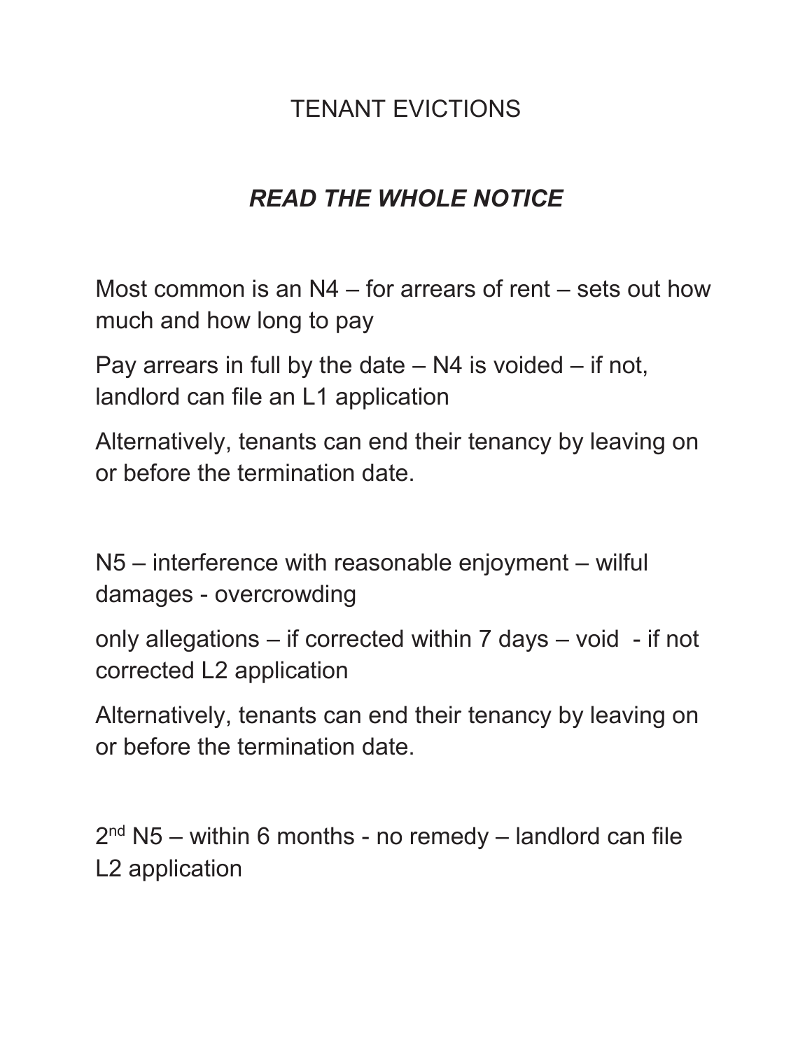# TENANT EVICTIONS

## *READ THE WHOLE NOTICE*

Most common is an N4 – for arrears of rent – sets out how much and how long to pay

Pay arrears in full by the date – N4 is voided – if not, landlord can file an L1 application

Alternatively, tenants can end their tenancy by leaving on or before the termination date.

N5 – interference with reasonable enjoyment – wilful damages - overcrowding

only allegations – if corrected within 7 days – void - if not corrected L2 application

Alternatively, tenants can end their tenancy by leaving on or before the termination date.

2nd N5 – within 6 months - no remedy – landlord can file L2 application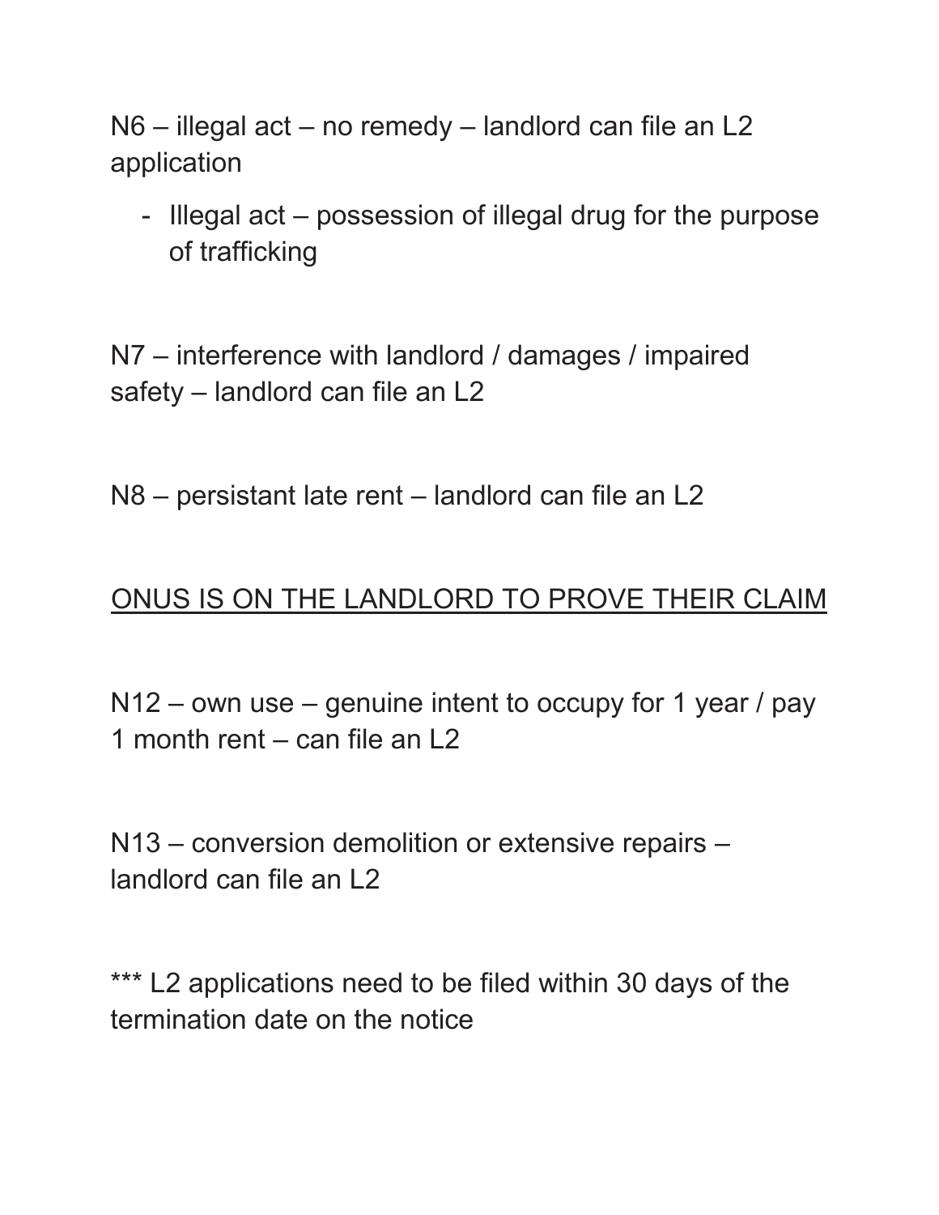N6 – illegal act – no remedy – landlord can file an L2 application

- Illegal act – possession of illegal drug for the purpose of trafficking

N7 – interference with landlord / damages / impaired safety – landlord can file an L2

N8 – persistant late rent – landlord can file an L2

<u>ONUS IS ON THE LANDLORD TO PROVE THEIR CLAIM</u>

N12 – own use – genuine intent to occupy for 1 year / pay 1 month rent – can file an L2

N13 – conversion demolition or extensive repairs – landlord can file an L2

*** L2 applications need to be filed within 30 days of the termination date on the notice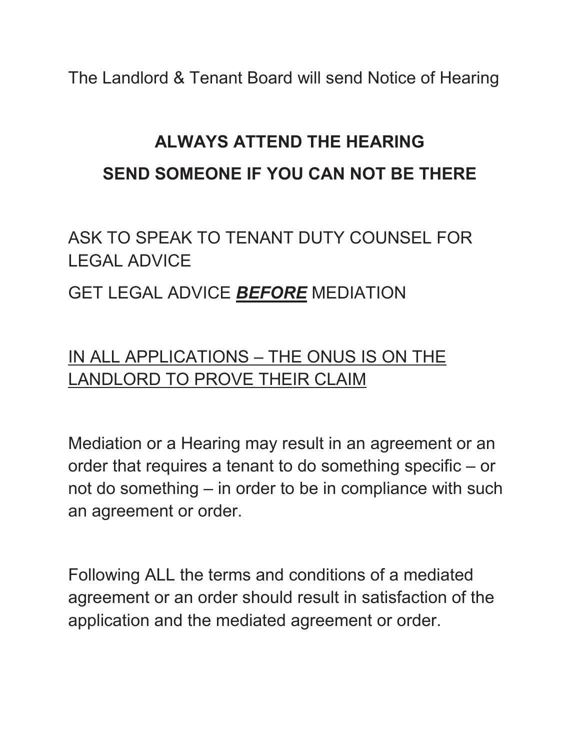The Landlord & Tenant Board will send Notice of Hearing

**ALWAYS ATTEND THE HEARING**

**SEND SOMEONE IF YOU CAN NOT BE THERE**

ASK TO SPEAK TO TENANT DUTY COUNSEL FOR LEGAL ADVICE

GET LEGAL ADVICE <u>***BEFORE***</u> MEDIATION

<u>IN ALL APPLICATIONS – THE ONUS IS ON THE LANDLORD TO PROVE THEIR CLAIM</u>

Mediation or a Hearing may result in an agreement or an order that requires a tenant to do something specific – or not do something – in order to be in compliance with such an agreement or order.

Following ALL the terms and conditions of a mediated agreement or an order should result in satisfaction of the application and the mediated agreement or order.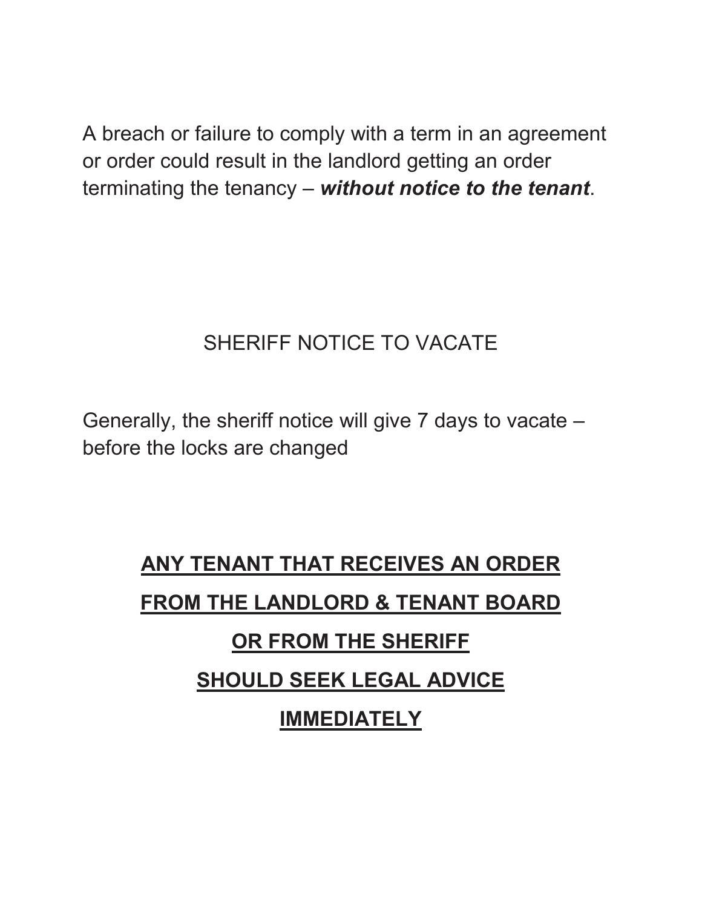A breach or failure to comply with a term in an agreement or order could result in the landlord getting an order terminating the tenancy – ***without notice to the tenant***.

## SHERIFF NOTICE TO VACATE

Generally, the sheriff notice will give 7 days to vacate – before the locks are changed

**ANY TENANT THAT RECEIVES AN ORDER FROM THE LANDLORD & TENANT BOARD OR FROM THE SHERIFF SHOULD SEEK LEGAL ADVICE IMMEDIATELY**